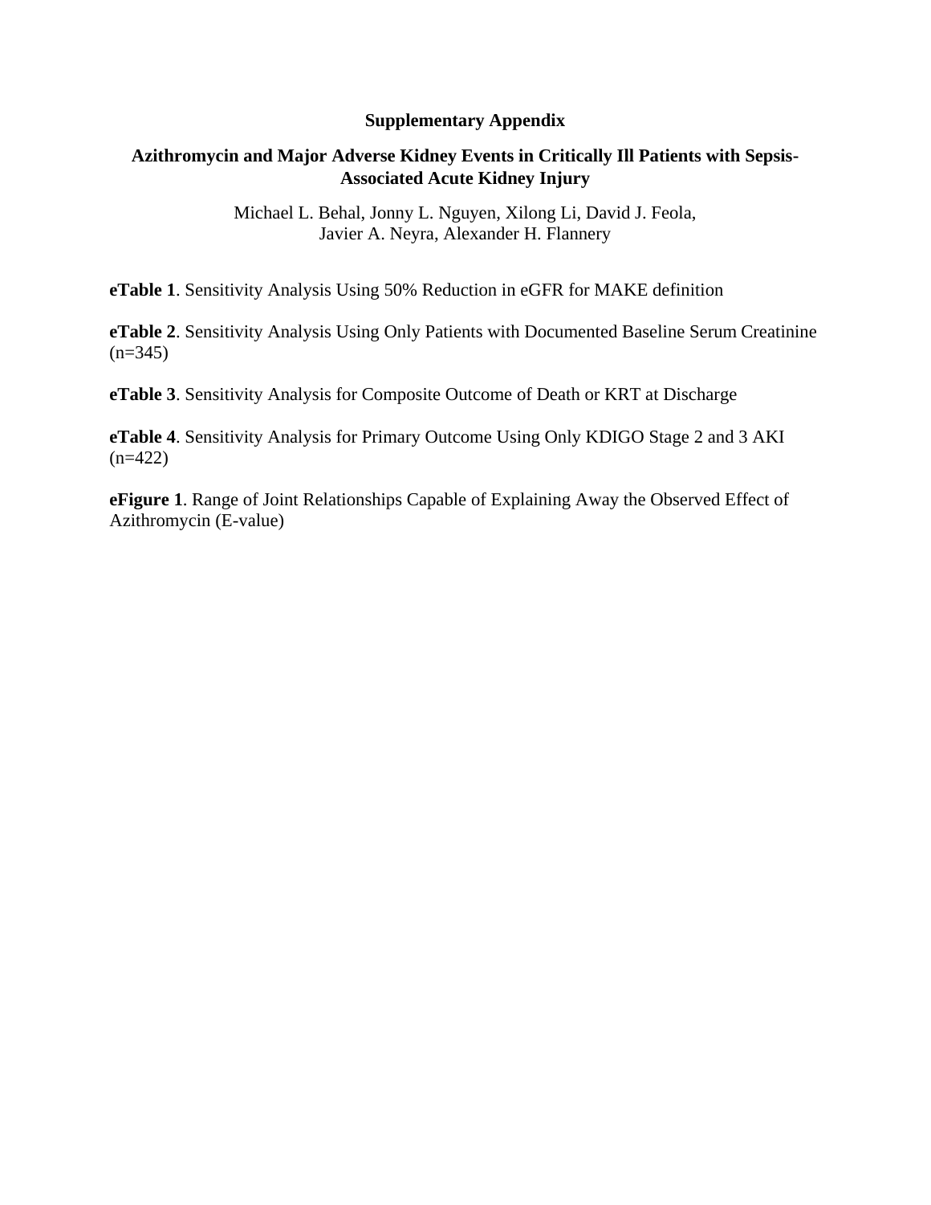# Supplementary Appendix

## Azithromycin and Major Adverse Kidney Events in Critically Ill Patients with Sepsis-Associated Acute Kidney Injury

Michael L. Behal, Jonny L. Nguyen, Xilong Li, David J. Feola,
Javier A. Neyra, Alexander H. Flannery

**eTable 1**. Sensitivity Analysis Using 50% Reduction in eGFR for MAKE definition

**eTable 2**. Sensitivity Analysis Using Only Patients with Documented Baseline Serum Creatinine (n=345)

**eTable 3**. Sensitivity Analysis for Composite Outcome of Death or KRT at Discharge

**eTable 4**. Sensitivity Analysis for Primary Outcome Using Only KDIGO Stage 2 and 3 AKI (n=422)

**eFigure 1**. Range of Joint Relationships Capable of Explaining Away the Observed Effect of Azithromycin (E-value)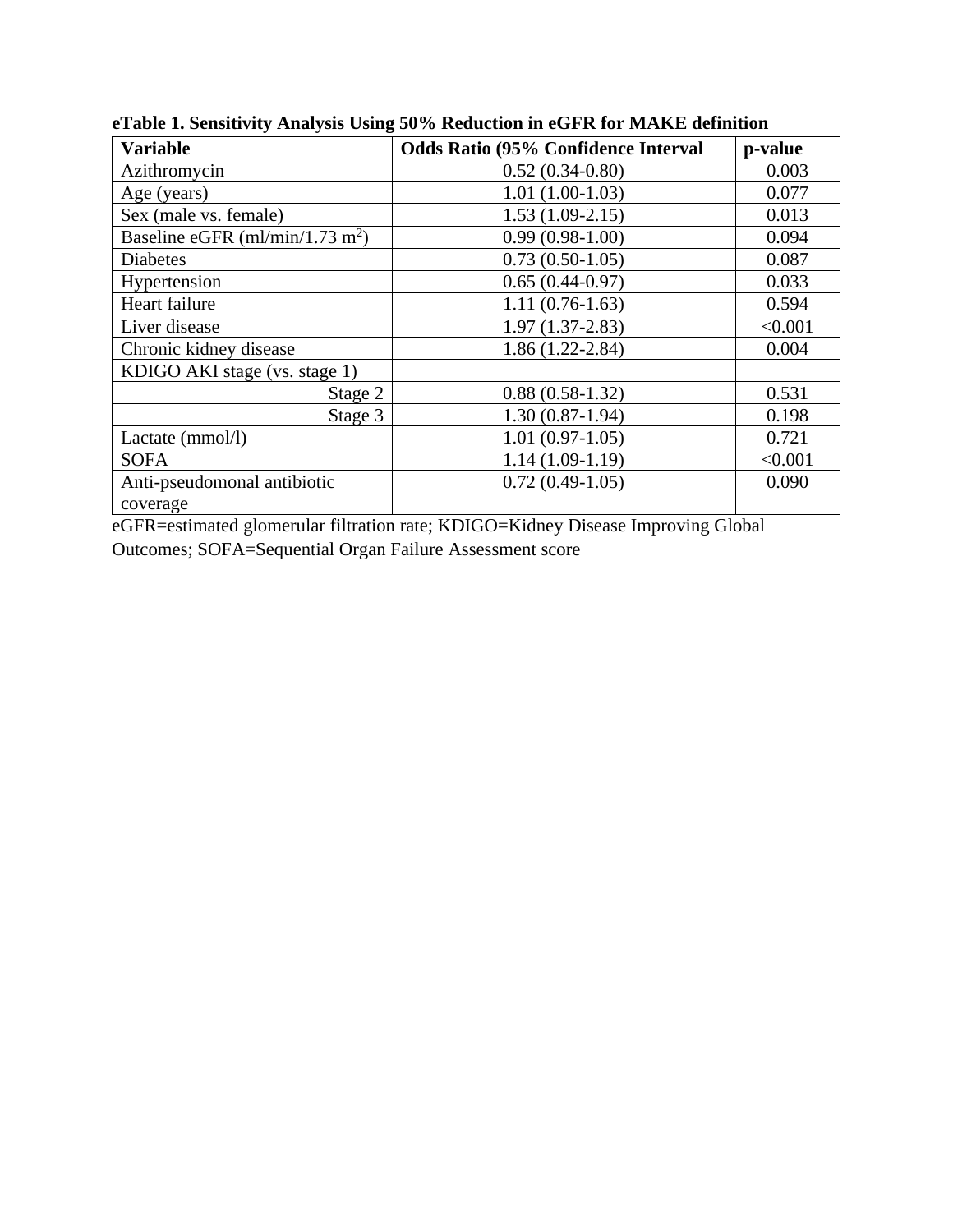**eTable 1. Sensitivity Analysis Using 50% Reduction in eGFR for MAKE definition**

| Variable | Odds Ratio (95% Confidence Interval | p-value |
|---|---|---|
| Azithromycin | 0.52 (0.34-0.80) | 0.003 |
| Age (years) | 1.01 (1.00-1.03) | 0.077 |
| Sex (male vs. female) | 1.53 (1.09-2.15) | 0.013 |
| Baseline eGFR (ml/min/1.73 $m^2$) | 0.99 (0.98-1.00) | 0.094 |
| Diabetes | 0.73 (0.50-1.05) | 0.087 |
| Hypertension | 0.65 (0.44-0.97) | 0.033 |
| Heart failure | 1.11 (0.76-1.63) | 0.594 |
| Liver disease | 1.97 (1.37-2.83) | <0.001 |
| Chronic kidney disease | 1.86 (1.22-2.84) | 0.004 |
| KDIGO AKI stage (vs. stage 1) | | |
| Stage 2 | 0.88 (0.58-1.32) | 0.531 |
| Stage 3 | 1.30 (0.87-1.94) | 0.198 |
| Lactate (mmol/l) | 1.01 (0.97-1.05) | 0.721 |
| SOFA | 1.14 (1.09-1.19) | <0.001 |
| Anti-pseudomonal antibiotic coverage | 0.72 (0.49-1.05) | 0.090 |

eGFR=estimated glomerular filtration rate; KDIGO=Kidney Disease Improving Global Outcomes; SOFA=Sequential Organ Failure Assessment score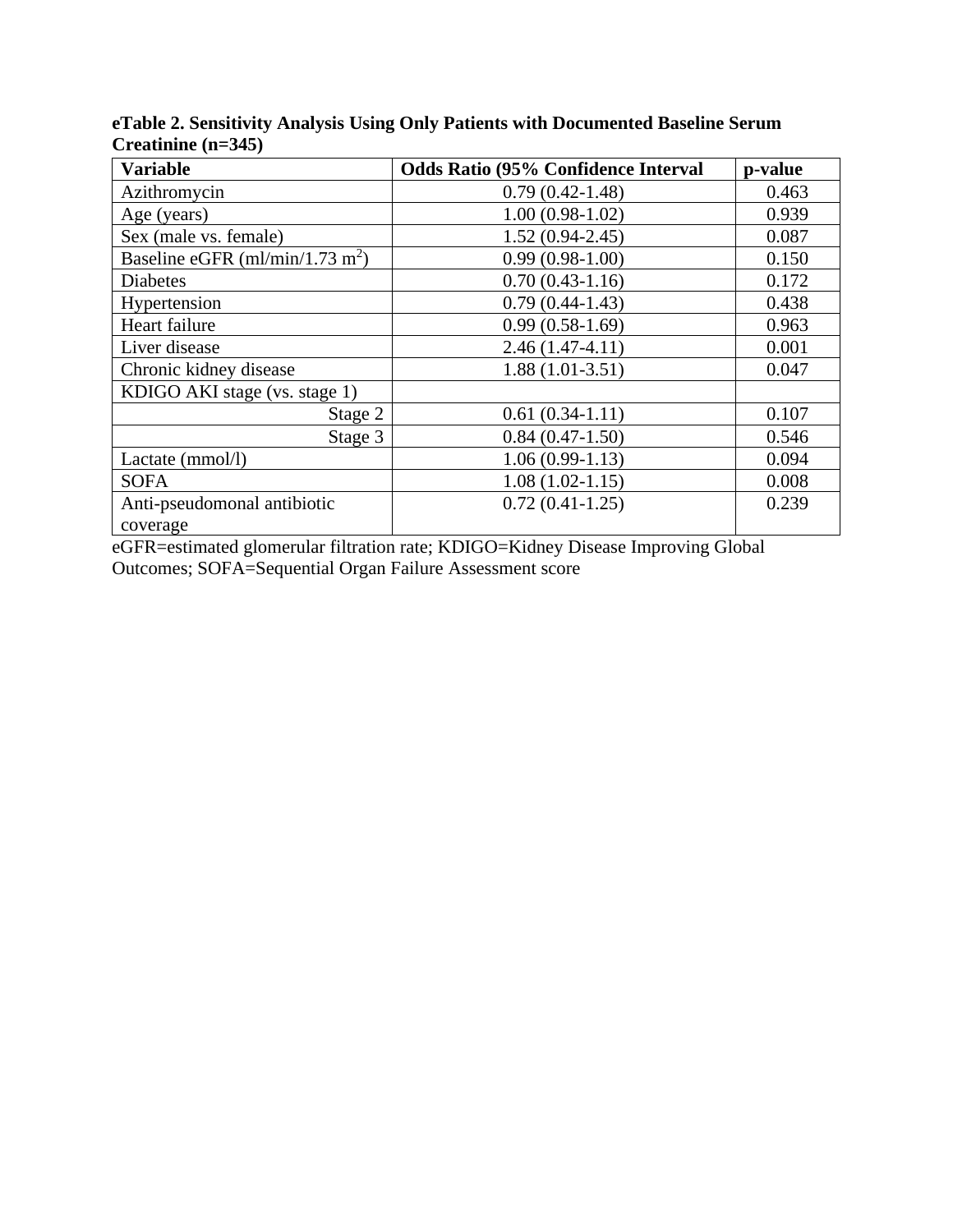**eTable 2. Sensitivity Analysis Using Only Patients with Documented Baseline Serum Creatinine (n=345)**

| Variable | Odds Ratio (95% Confidence Interval | p-value |
|---|---|---|
| Azithromycin | 0.79 (0.42-1.48) | 0.463 |
| Age (years) | 1.00 (0.98-1.02) | 0.939 |
| Sex (male vs. female) | 1.52 (0.94-2.45) | 0.087 |
| Baseline eGFR (ml/min/1.73 $m^2$) | 0.99 (0.98-1.00) | 0.150 |
| Diabetes | 0.70 (0.43-1.16) | 0.172 |
| Hypertension | 0.79 (0.44-1.43) | 0.438 |
| Heart failure | 0.99 (0.58-1.69) | 0.963 |
| Liver disease | 2.46 (1.47-4.11) | 0.001 |
| Chronic kidney disease | 1.88 (1.01-3.51) | 0.047 |
| KDIGO AKI stage (vs. stage 1) | | |
| Stage 2 | 0.61 (0.34-1.11) | 0.107 |
| Stage 3 | 0.84 (0.47-1.50) | 0.546 |
| Lactate (mmol/l) | 1.06 (0.99-1.13) | 0.094 |
| SOFA | 1.08 (1.02-1.15) | 0.008 |
| Anti-pseudomonal antibiotic coverage | 0.72 (0.41-1.25) | 0.239 |

eGFR=estimated glomerular filtration rate; KDIGO=Kidney Disease Improving Global Outcomes; SOFA=Sequential Organ Failure Assessment score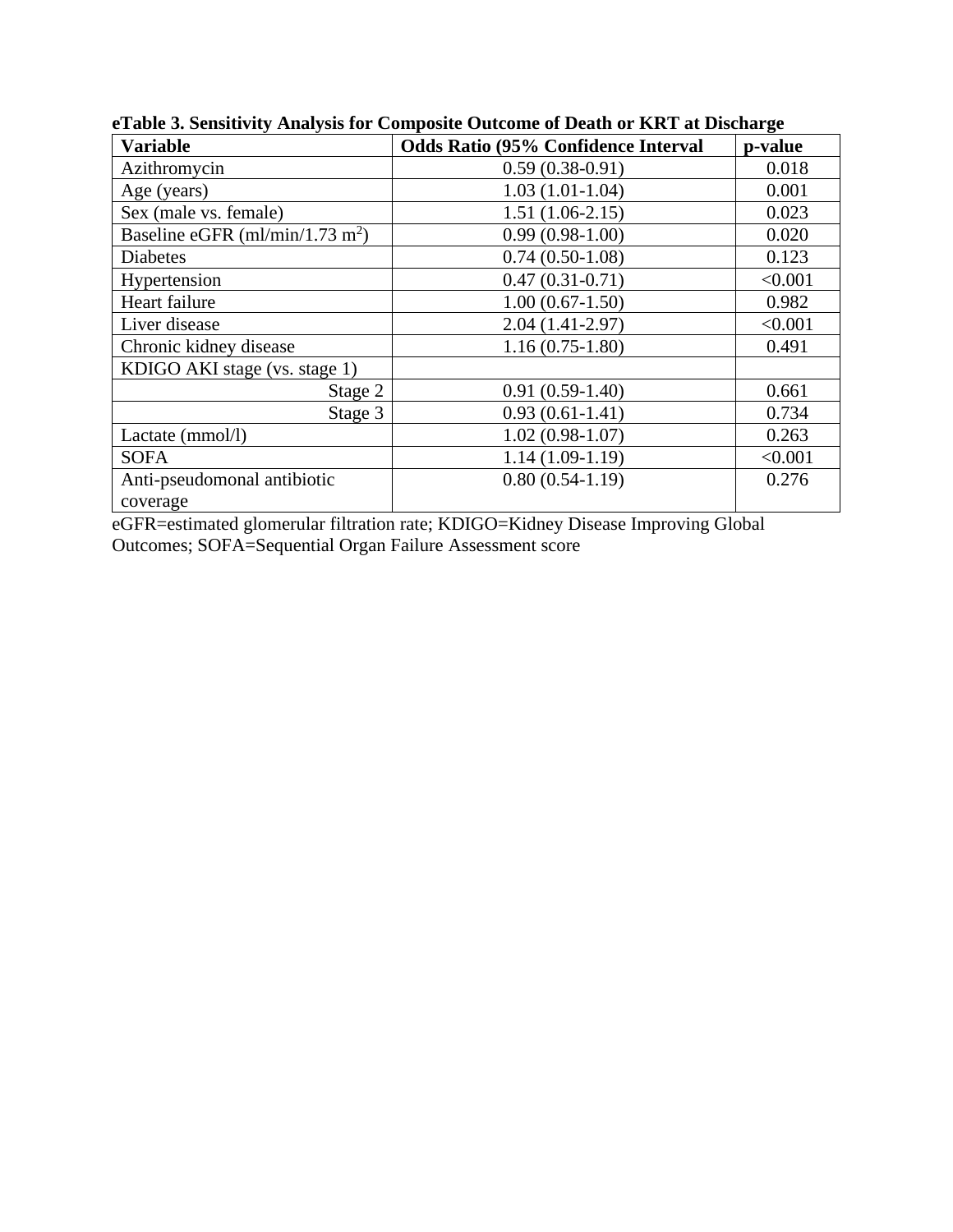**eTable 3. Sensitivity Analysis for Composite Outcome of Death or KRT at Discharge**

| Variable | Odds Ratio (95% Confidence Interval | p-value |
|---|---|---|
| Azithromycin | 0.59 (0.38-0.91) | 0.018 |
| Age (years) | 1.03 (1.01-1.04) | 0.001 |
| Sex (male vs. female) | 1.51 (1.06-2.15) | 0.023 |
| Baseline eGFR (ml/min/1.73 $m^2$) | 0.99 (0.98-1.00) | 0.020 |
| Diabetes | 0.74 (0.50-1.08) | 0.123 |
| Hypertension | 0.47 (0.31-0.71) | <0.001 |
| Heart failure | 1.00 (0.67-1.50) | 0.982 |
| Liver disease | 2.04 (1.41-2.97) | <0.001 |
| Chronic kidney disease | 1.16 (0.75-1.80) | 0.491 |
| KDIGO AKI stage (vs. stage 1) | | |
| Stage 2 | 0.91 (0.59-1.40) | 0.661 |
| Stage 3 | 0.93 (0.61-1.41) | 0.734 |
| Lactate (mmol/l) | 1.02 (0.98-1.07) | 0.263 |
| SOFA | 1.14 (1.09-1.19) | <0.001 |
| Anti-pseudomonal antibiotic coverage | 0.80 (0.54-1.19) | 0.276 |

eGFR=estimated glomerular filtration rate; KDIGO=Kidney Disease Improving Global Outcomes; SOFA=Sequential Organ Failure Assessment score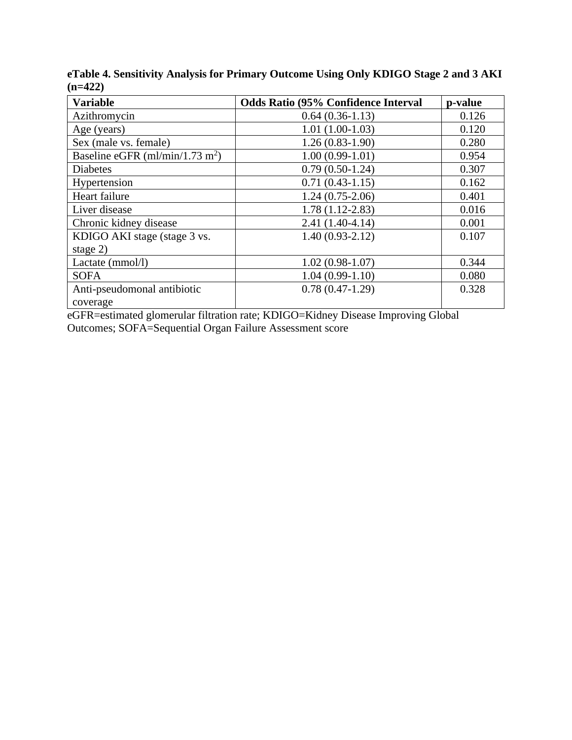**eTable 4. Sensitivity Analysis for Primary Outcome Using Only KDIGO Stage 2 and 3 AKI (n=422)**

| Variable | Odds Ratio (95% Confidence Interval | p-value |
|---|---|---|
| Azithromycin | 0.64 (0.36-1.13) | 0.126 |
| Age (years) | 1.01 (1.00-1.03) | 0.120 |
| Sex (male vs. female) | 1.26 (0.83-1.90) | 0.280 |
| Baseline eGFR (ml/min/1.73 $m^2$) | 1.00 (0.99-1.01) | 0.954 |
| Diabetes | 0.79 (0.50-1.24) | 0.307 |
| Hypertension | 0.71 (0.43-1.15) | 0.162 |
| Heart failure | 1.24 (0.75-2.06) | 0.401 |
| Liver disease | 1.78 (1.12-2.83) | 0.016 |
| Chronic kidney disease | 2.41 (1.40-4.14) | 0.001 |
| KDIGO AKI stage (stage 3 vs. stage 2) | 1.40 (0.93-2.12) | 0.107 |
| Lactate (mmol/l) | 1.02 (0.98-1.07) | 0.344 |
| SOFA | 1.04 (0.99-1.10) | 0.080 |
| Anti-pseudomonal antibiotic coverage | 0.78 (0.47-1.29) | 0.328 |

eGFR=estimated glomerular filtration rate; KDIGO=Kidney Disease Improving Global Outcomes; SOFA=Sequential Organ Failure Assessment score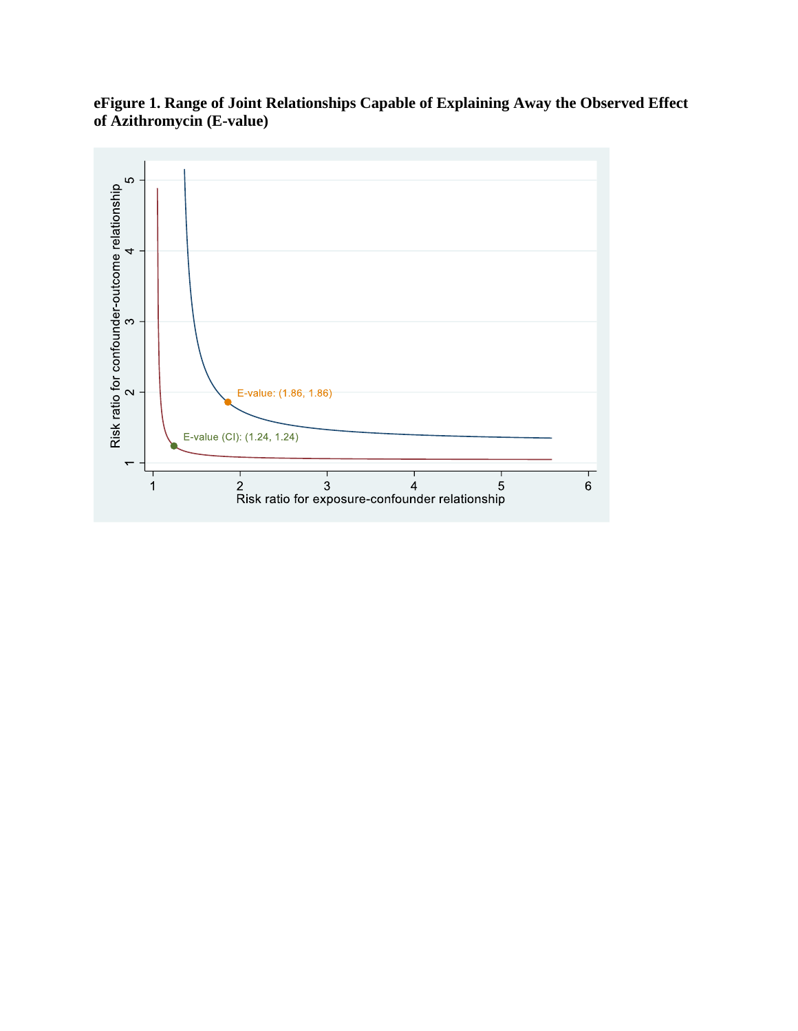**eFigure 1. Range of Joint Relationships Capable of Explaining Away the Observed Effect of Azithromycin (E-value)**

Risk ratio for confounder-outcome relationship

5

4

3

2

1

E-value: (1.86, 1.86)

E-value (CI): (1.24, 1.24)

1

2

3

4

5

6

Risk ratio for exposure-confounder relationship